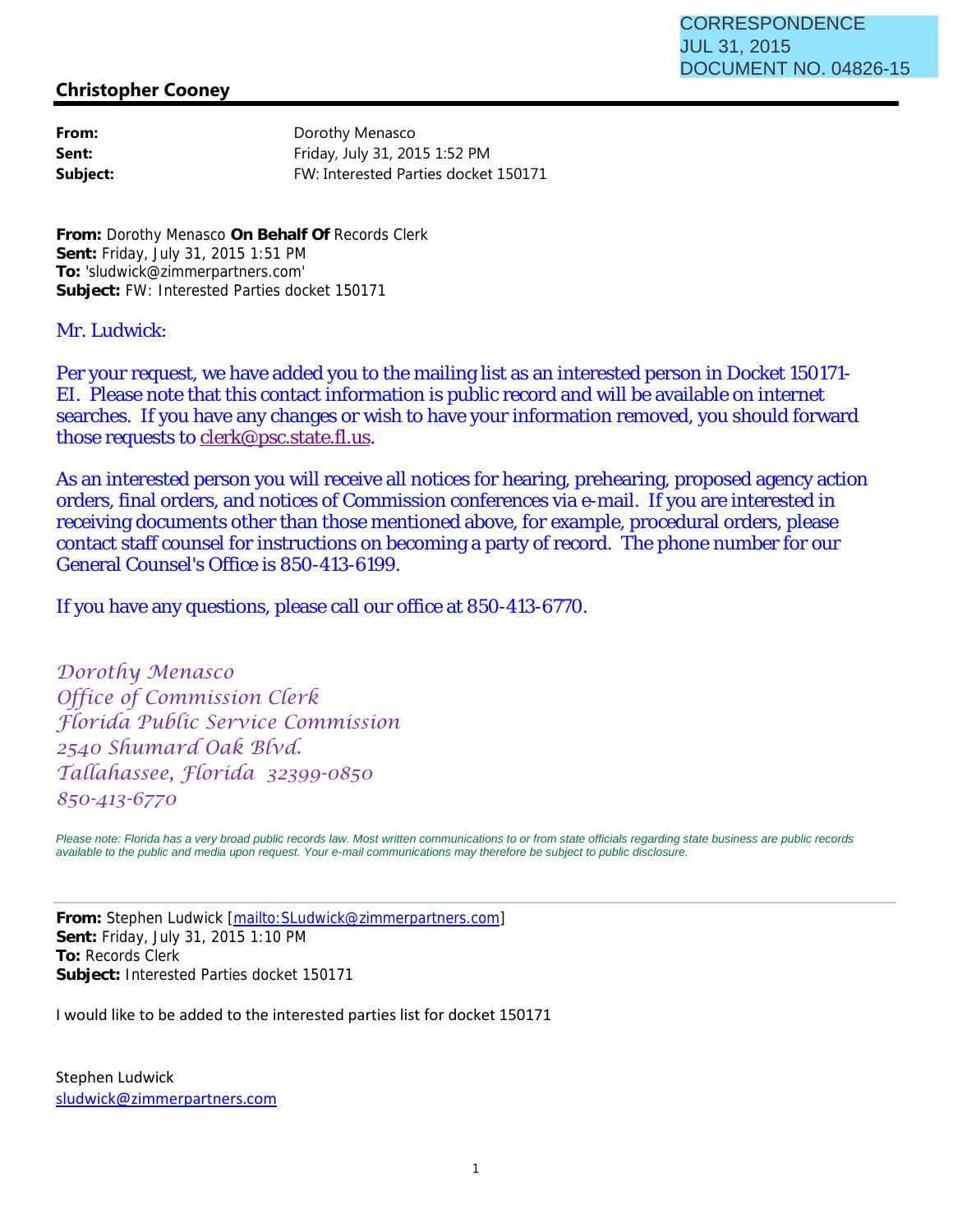CORRESPONDENCE
JUL 31, 2015
DOCUMENT NO. 04826-15

**Christopher Cooney**

---

| | |
|---|---|
| **From:** | Dorothy Menasco |
| **Sent:** | Friday, July 31, 2015 1:52 PM |
| **Subject:** | FW: Interested Parties docket 150171 |

**From:** Dorothy Menasco **On Behalf Of** Records Clerk
**Sent:** Friday, July 31, 2015 1:51 PM
**To:** 'sludwick@zimmerpartners.com'
**Subject:** FW: Interested Parties docket 150171

Mr. Ludwick:

Per your request, we have added you to the mailing list as an interested person in Docket 150171-EI. Please note that this contact information is public record and will be available on internet searches. If you have any changes or wish to have your information removed, you should forward those requests to clerk@psc.state.fl.us.

As an interested person you will receive all notices for hearing, prehearing, proposed agency action orders, final orders, and notices of Commission conferences via e-mail. If you are interested in receiving documents other than those mentioned above, for example, procedural orders, please contact staff counsel for instructions on becoming a party of record. The phone number for our General Counsel's Office is 850-413-6199.

If you have any questions, please call our office at 850-413-6770.

*Dorothy Menasco*
*Office of Commission Clerk*
*Florida Public Service Commission*
*2540 Shumard Oak Blvd.*
*Tallahassee, Florida 32399-0850*
*850-413-6770*

*Please note: Florida has a very broad public records law. Most written communications to or from state officials regarding state business are public records available to the public and media upon request. Your e-mail communications may therefore be subject to public disclosure.*

---

**From:** Stephen Ludwick [mailto:SLudwick@zimmerpartners.com]
**Sent:** Friday, July 31, 2015 1:10 PM
**To:** Records Clerk
**Subject:** Interested Parties docket 150171

I would like to be added to the interested parties list for docket 150171

Stephen Ludwick
sludwick@zimmerpartners.com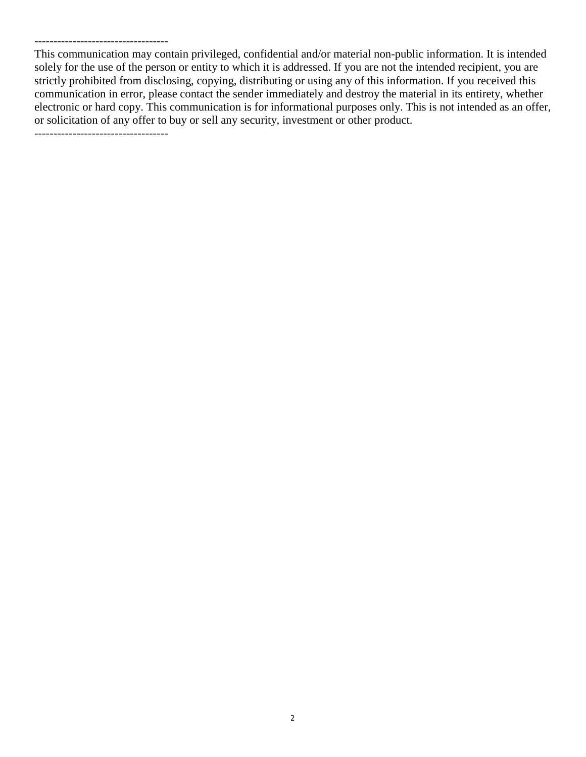-----------------------------------

This communication may contain privileged, confidential and/or material non-public information. It is intended solely for the use of the person or entity to which it is addressed. If you are not the intended recipient, you are strictly prohibited from disclosing, copying, distributing or using any of this information. If you received this communication in error, please contact the sender immediately and destroy the material in its entirety, whether electronic or hard copy. This communication is for informational purposes only. This is not intended as an offer, or solicitation of any offer to buy or sell any security, investment or other product.

-----------------------------------